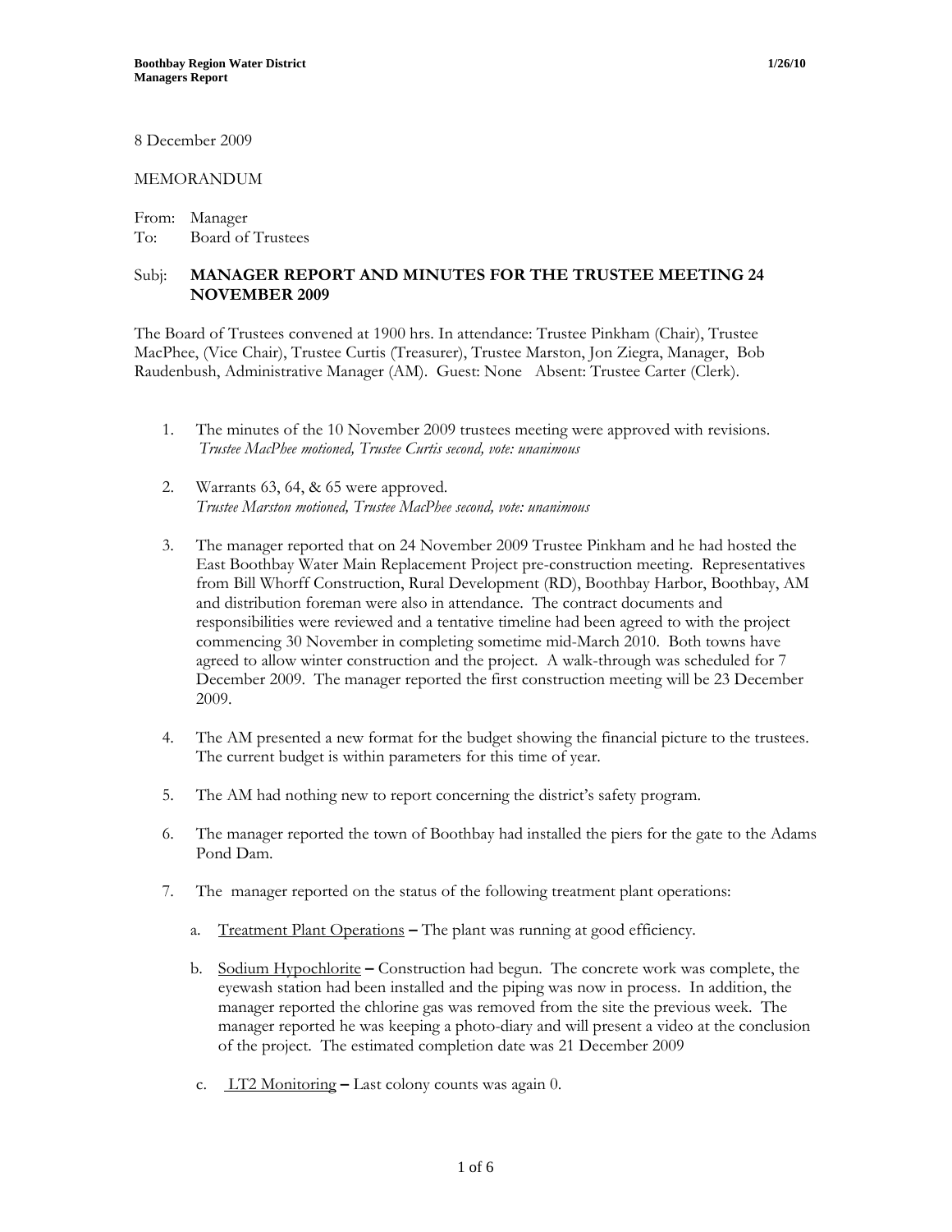8 December 2009

MEMORANDUM

From: Manager
To: Board of Trustees

Subj: **MANAGER REPORT AND MINUTES FOR THE TRUSTEE MEETING 24 NOVEMBER 2009**

The Board of Trustees convened at 1900 hrs. In attendance: Trustee Pinkham (Chair), Trustee MacPhee, (Vice Chair), Trustee Curtis (Treasurer), Trustee Marston, Jon Ziegra, Manager, Bob Raudenbush, Administrative Manager (AM). Guest: None Absent: Trustee Carter (Clerk).

1. The minutes of the 10 November 2009 trustees meeting were approved with revisions.
   *Trustee MacPhee motioned, Trustee Curtis second, vote: unanimous*

2. Warrants 63, 64, & 65 were approved.
   *Trustee Marston motioned, Trustee MacPhee second, vote: unanimous*

3. The manager reported that on 24 November 2009 Trustee Pinkham and he had hosted the East Boothbay Water Main Replacement Project pre-construction meeting. Representatives from Bill Whorff Construction, Rural Development (RD), Boothbay Harbor, Boothbay, AM and distribution foreman were also in attendance. The contract documents and responsibilities were reviewed and a tentative timeline had been agreed to with the project commencing 30 November in completing sometime mid-March 2010. Both towns have agreed to allow winter construction and the project. A walk-through was scheduled for 7 December 2009. The manager reported the first construction meeting will be 23 December 2009.

4. The AM presented a new format for the budget showing the financial picture to the trustees. The current budget is within parameters for this time of year.

5. The AM had nothing new to report concerning the district's safety program.

6. The manager reported the town of Boothbay had installed the piers for the gate to the Adams Pond Dam.

7. The manager reported on the status of the following treatment plant operations:

   a. Treatment Plant Operations – The plant was running at good efficiency.

   b. Sodium Hypochlorite – Construction had begun. The concrete work was complete, the eyewash station had been installed and the piping was now in process. In addition, the manager reported the chlorine gas was removed from the site the previous week. The manager reported he was keeping a photo-diary and will present a video at the conclusion of the project. The estimated completion date was 21 December 2009

   c. LT2 Monitoring – Last colony counts was again 0.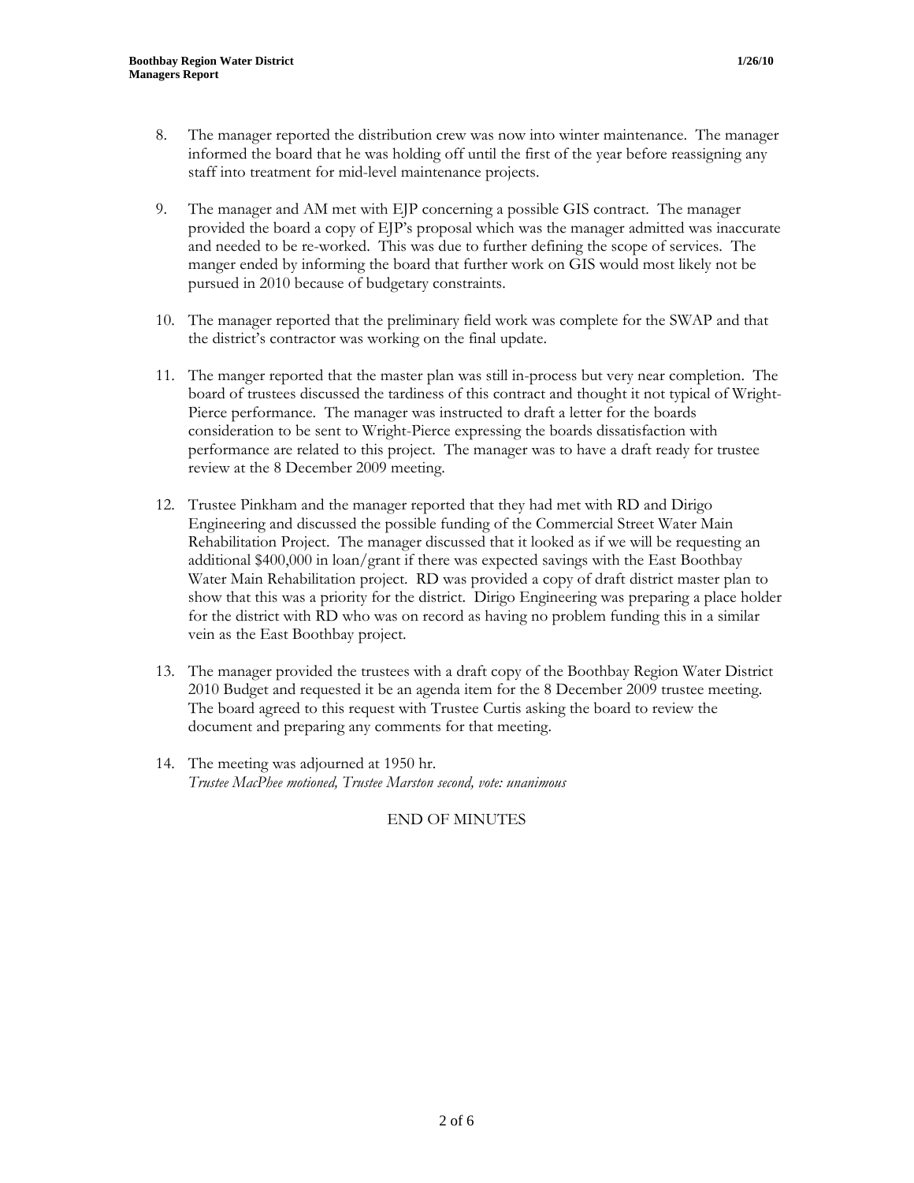8. The manager reported the distribution crew was now into winter maintenance. The manager informed the board that he was holding off until the first of the year before reassigning any staff into treatment for mid-level maintenance projects.

9. The manager and AM met with EJP concerning a possible GIS contract. The manager provided the board a copy of EJP's proposal which was the manager admitted was inaccurate and needed to be re-worked. This was due to further defining the scope of services. The manger ended by informing the board that further work on GIS would most likely not be pursued in 2010 because of budgetary constraints.

10. The manager reported that the preliminary field work was complete for the SWAP and that the district's contractor was working on the final update.

11. The manger reported that the master plan was still in-process but very near completion. The board of trustees discussed the tardiness of this contract and thought it not typical of Wright-Pierce performance. The manager was instructed to draft a letter for the boards consideration to be sent to Wright-Pierce expressing the boards dissatisfaction with performance are related to this project. The manager was to have a draft ready for trustee review at the 8 December 2009 meeting.

12. Trustee Pinkham and the manager reported that they had met with RD and Dirigo Engineering and discussed the possible funding of the Commercial Street Water Main Rehabilitation Project. The manager discussed that it looked as if we will be requesting an additional $400,000 in loan/grant if there was expected savings with the East Boothbay Water Main Rehabilitation project. RD was provided a copy of draft district master plan to show that this was a priority for the district. Dirigo Engineering was preparing a place holder for the district with RD who was on record as having no problem funding this in a similar vein as the East Boothbay project.

13. The manager provided the trustees with a draft copy of the Boothbay Region Water District 2010 Budget and requested it be an agenda item for the 8 December 2009 trustee meeting. The board agreed to this request with Trustee Curtis asking the board to review the document and preparing any comments for that meeting.

14. The meeting was adjourned at 1950 hr.
*Trustee MacPhee motioned, Trustee Marston second, vote: unanimous*

END OF MINUTES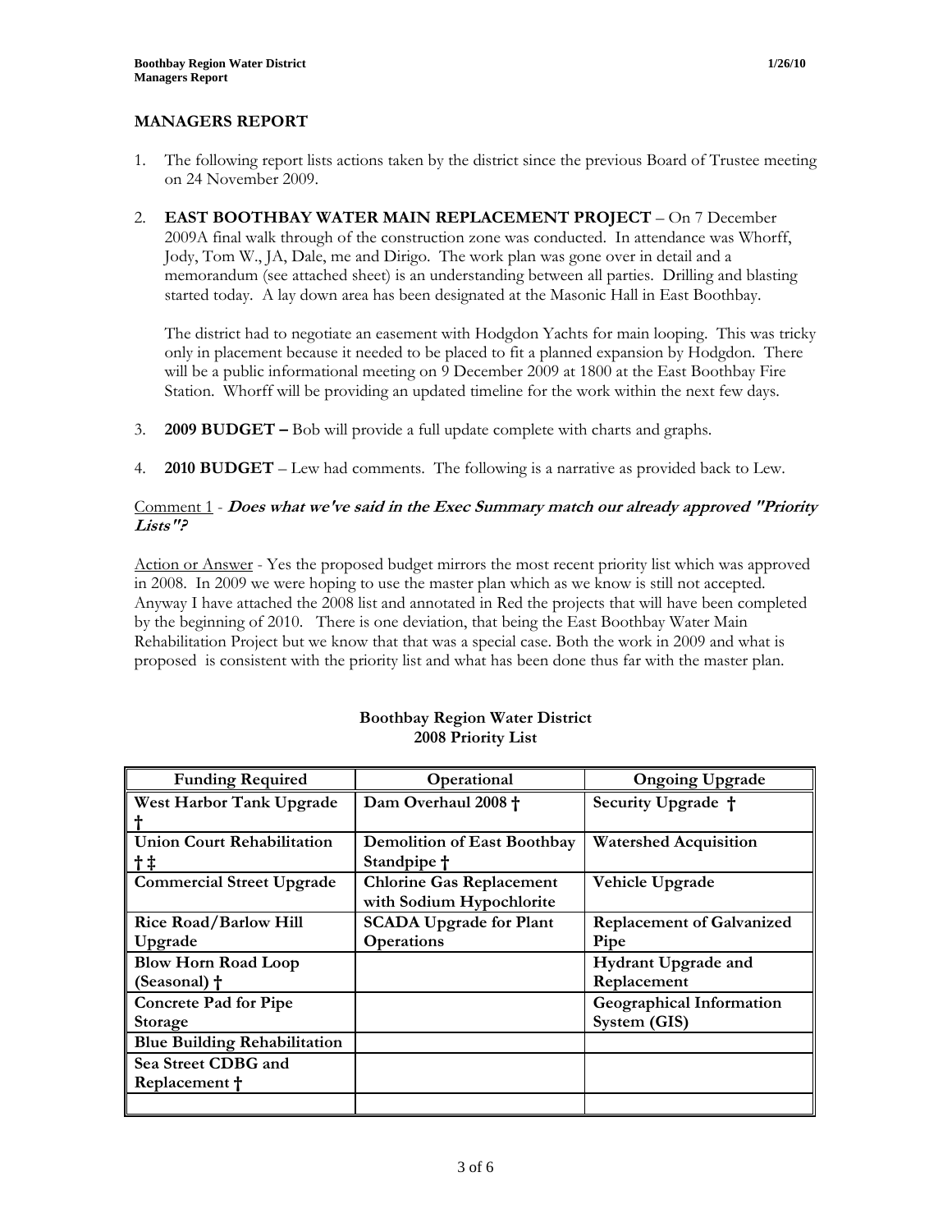## MANAGERS REPORT

1. The following report lists actions taken by the district since the previous Board of Trustee meeting on 24 November 2009.

2. **EAST BOOTHBAY WATER MAIN REPLACEMENT PROJECT** – On 7 December 2009A final walk through of the construction zone was conducted. In attendance was Whorff, Jody, Tom W., JA, Dale, me and Dirigo. The work plan was gone over in detail and a memorandum (see attached sheet) is an understanding between all parties. Drilling and blasting started today. A lay down area has been designated at the Masonic Hall in East Boothbay.

   The district had to negotiate an easement with Hodgdon Yachts for main looping. This was tricky only in placement because it needed to be placed to fit a planned expansion by Hodgdon. There will be a public informational meeting on 9 December 2009 at 1800 at the East Boothbay Fire Station. Whorff will be providing an updated timeline for the work within the next few days.

3. **2009 BUDGET –** Bob will provide a full update complete with charts and graphs.

4. **2010 BUDGET** – Lew had comments. The following is a narrative as provided back to Lew.

Comment 1 - ***Does what we've said in the Exec Summary match our already approved "Priority Lists"?***

Action or Answer - Yes the proposed budget mirrors the most recent priority list which was approved in 2008. In 2009 we were hoping to use the master plan which as we know is still not accepted. Anyway I have attached the 2008 list and annotated in Red the projects that will have been completed by the beginning of 2010. There is one deviation, that being the East Boothbay Water Main Rehabilitation Project but we know that that was a special case. Both the work in 2009 and what is proposed is consistent with the priority list and what has been done thus far with the master plan.

**Boothbay Region Water District**
**2008 Priority List**

| Funding Required | Operational | Ongoing Upgrade |
|---|---|---|
| **West Harbor Tank Upgrade †** | **Dam Overhaul 2008 †** | **Security Upgrade †** |
| **Union Court Rehabilitation † ‡** | **Demolition of East Boothbay Standpipe †** | **Watershed Acquisition** |
| **Commercial Street Upgrade** | **Chlorine Gas Replacement with Sodium Hypochlorite** | **Vehicle Upgrade** |
| **Rice Road/Barlow Hill Upgrade** | **SCADA Upgrade for Plant Operations** | **Replacement of Galvanized Pipe** |
| **Blow Horn Road Loop (Seasonal) †** | | **Hydrant Upgrade and Replacement** |
| **Concrete Pad for Pipe Storage** | | **Geographical Information System (GIS)** |
| **Blue Building Rehabilitation** | | |
| **Sea Street CDBG and Replacement †** | | |
| | | |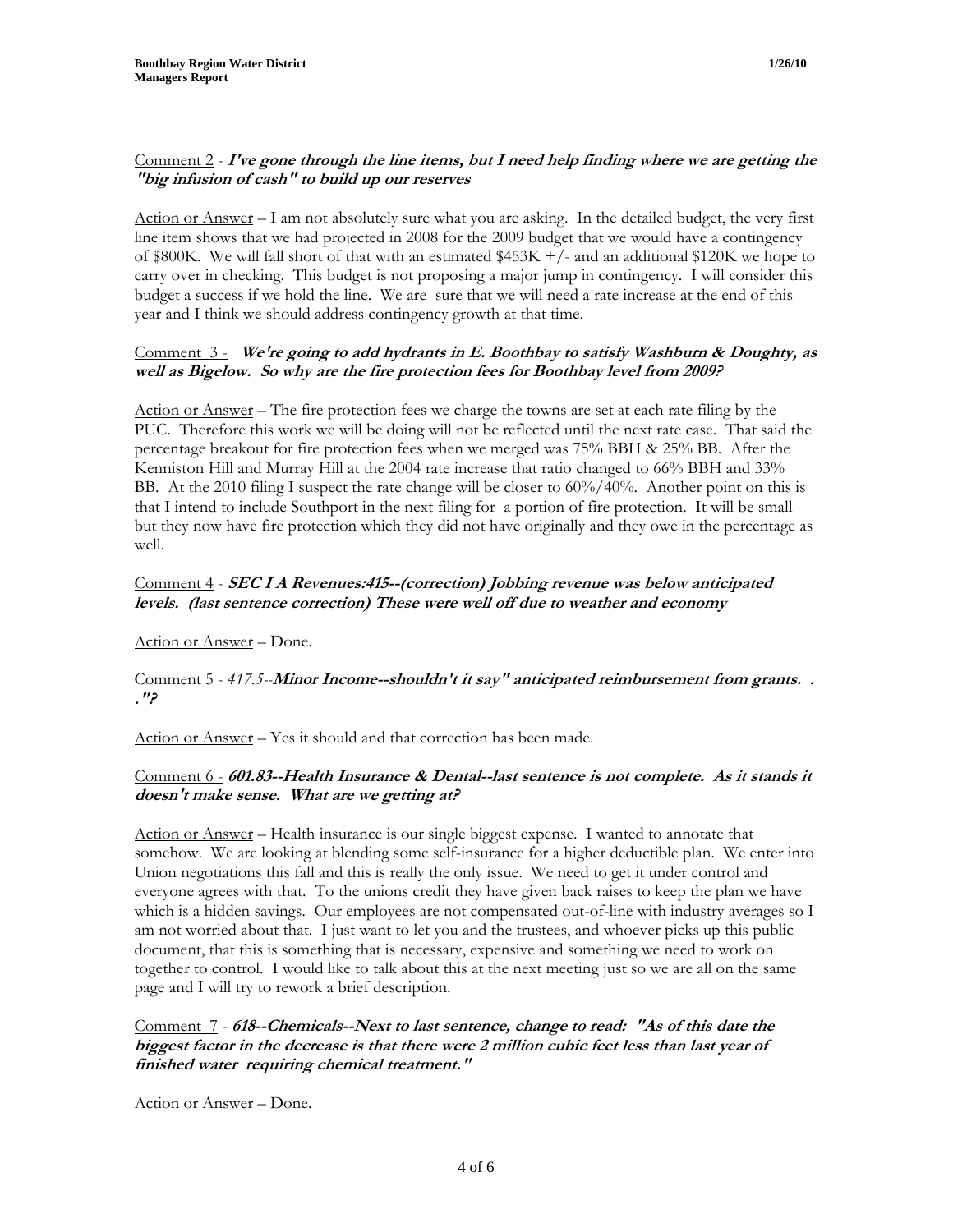Comment 2 - ***I've gone through the line items, but I need help finding where we are getting the "big infusion of cash" to build up our reserves***

Action or Answer – I am not absolutely sure what you are asking. In the detailed budget, the very first line item shows that we had projected in 2008 for the 2009 budget that we would have a contingency of $800K. We will fall short of that with an estimated $453K +/- and an additional $120K we hope to carry over in checking. This budget is not proposing a major jump in contingency. I will consider this budget a success if we hold the line. We are sure that we will need a rate increase at the end of this year and I think we should address contingency growth at that time.

Comment 3 - ***We're going to add hydrants in E. Boothbay to satisfy Washburn & Doughty, as well as Bigelow. So why are the fire protection fees for Boothbay level from 2009?***

Action or Answer – The fire protection fees we charge the towns are set at each rate filing by the PUC. Therefore this work we will be doing will not be reflected until the next rate case. That said the percentage breakout for fire protection fees when we merged was 75% BBH & 25% BB. After the Kenniston Hill and Murray Hill at the 2004 rate increase that ratio changed to 66% BBH and 33% BB. At the 2010 filing I suspect the rate change will be closer to 60%/40%. Another point on this is that I intend to include Southport in the next filing for a portion of fire protection. It will be small but they now have fire protection which they did not have originally and they owe in the percentage as well.

Comment 4 - ***SEC I A Revenues:415--(correction) Jobbing revenue was below anticipated levels. (last sentence correction) These were well off due to weather and economy***

Action or Answer – Done.

Comment 5 - *417.5--**Minor Income--shouldn't it say" anticipated reimbursement from grants. . ."?***

Action or Answer – Yes it should and that correction has been made.

Comment 6 - ***601.83--Health Insurance & Dental--last sentence is not complete. As it stands it doesn't make sense. What are we getting at?***

Action or Answer – Health insurance is our single biggest expense. I wanted to annotate that somehow. We are looking at blending some self-insurance for a higher deductible plan. We enter into Union negotiations this fall and this is really the only issue. We need to get it under control and everyone agrees with that. To the unions credit they have given back raises to keep the plan we have which is a hidden savings. Our employees are not compensated out-of-line with industry averages so I am not worried about that. I just want to let you and the trustees, and whoever picks up this public document, that this is something that is necessary, expensive and something we need to work on together to control. I would like to talk about this at the next meeting just so we are all on the same page and I will try to rework a brief description.

Comment 7 - ***618--Chemicals--Next to last sentence, change to read: "As of this date the biggest factor in the decrease is that there were 2 million cubic feet less than last year of finished water requiring chemical treatment."***

Action or Answer – Done.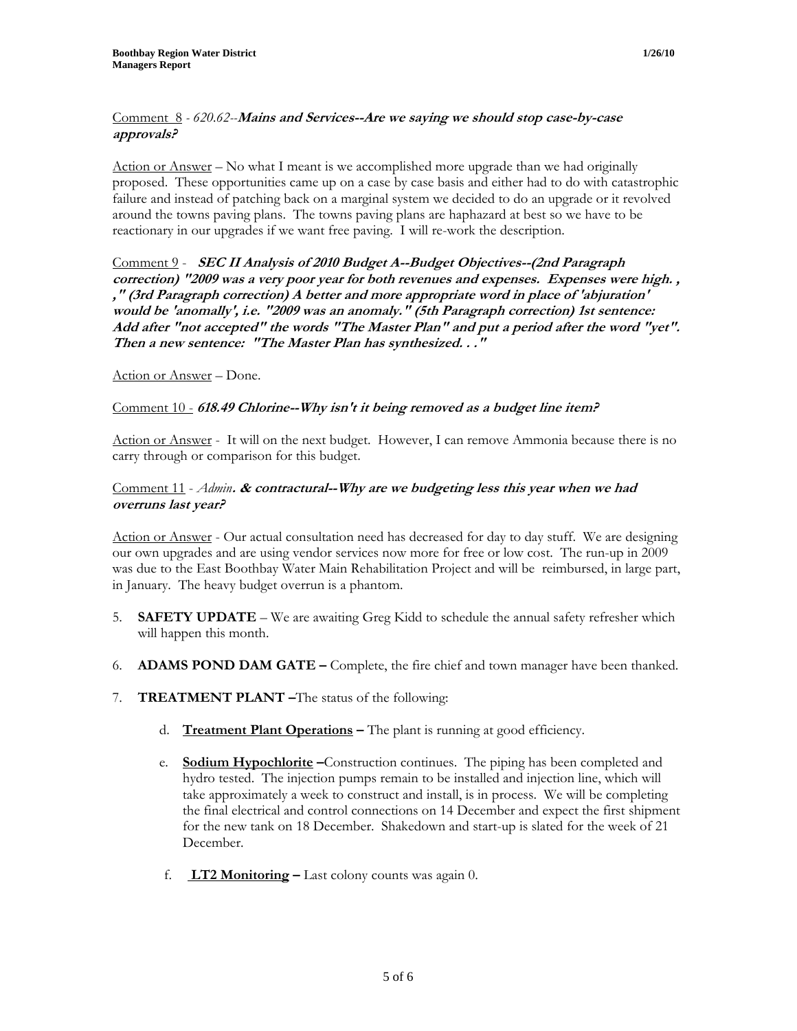Comment 8 - *620.62*--***Mains and Services--Are we saying we should stop case-by-case approvals?***

Action or Answer – No what I meant is we accomplished more upgrade than we had originally proposed. These opportunities came up on a case by case basis and either had to do with catastrophic failure and instead of patching back on a marginal system we decided to do an upgrade or it revolved around the towns paving plans. The towns paving plans are haphazard at best so we have to be reactionary in our upgrades if we want free paving. I will re-work the description.

Comment 9 - ***SEC II Analysis of 2010 Budget A--Budget Objectives--(2nd Paragraph correction) "2009 was a very poor year for both revenues and expenses. Expenses were high. , ," (3rd Paragraph correction) A better and more appropriate word in place of 'abjuration' would be 'anomally', i.e. "2009 was an anomaly." (5th Paragraph correction) 1st sentence: Add after "not accepted" the words "The Master Plan" and put a period after the word "yet". Then a new sentence: "The Master Plan has synthesized. . ."***

Action or Answer – Done.

Comment 10 - ***618.49 Chlorine--Why isn't it being removed as a budget line item?***

Action or Answer - It will on the next budget. However, I can remove Ammonia because there is no carry through or comparison for this budget.

Comment 11 - *Admin*. ***& contractural--Why are we budgeting less this year when we had overruns last year?***

Action or Answer - Our actual consultation need has decreased for day to day stuff. We are designing our own upgrades and are using vendor services now more for free or low cost. The run-up in 2009 was due to the East Boothbay Water Main Rehabilitation Project and will be reimbursed, in large part, in January. The heavy budget overrun is a phantom.

5. **SAFETY UPDATE** – We are awaiting Greg Kidd to schedule the annual safety refresher which will happen this month.

6. **ADAMS POND DAM GATE –** Complete, the fire chief and town manager have been thanked.

7. **TREATMENT PLANT –**The status of the following:

   d. **Treatment Plant Operations –** The plant is running at good efficiency.

   e. **Sodium Hypochlorite –**Construction continues. The piping has been completed and hydro tested. The injection pumps remain to be installed and injection line, which will take approximately a week to construct and install, is in process. We will be completing the final electrical and control connections on 14 December and expect the first shipment for the new tank on 18 December. Shakedown and start-up is slated for the week of 21 December.

   f. **LT2 Monitoring –** Last colony counts was again 0.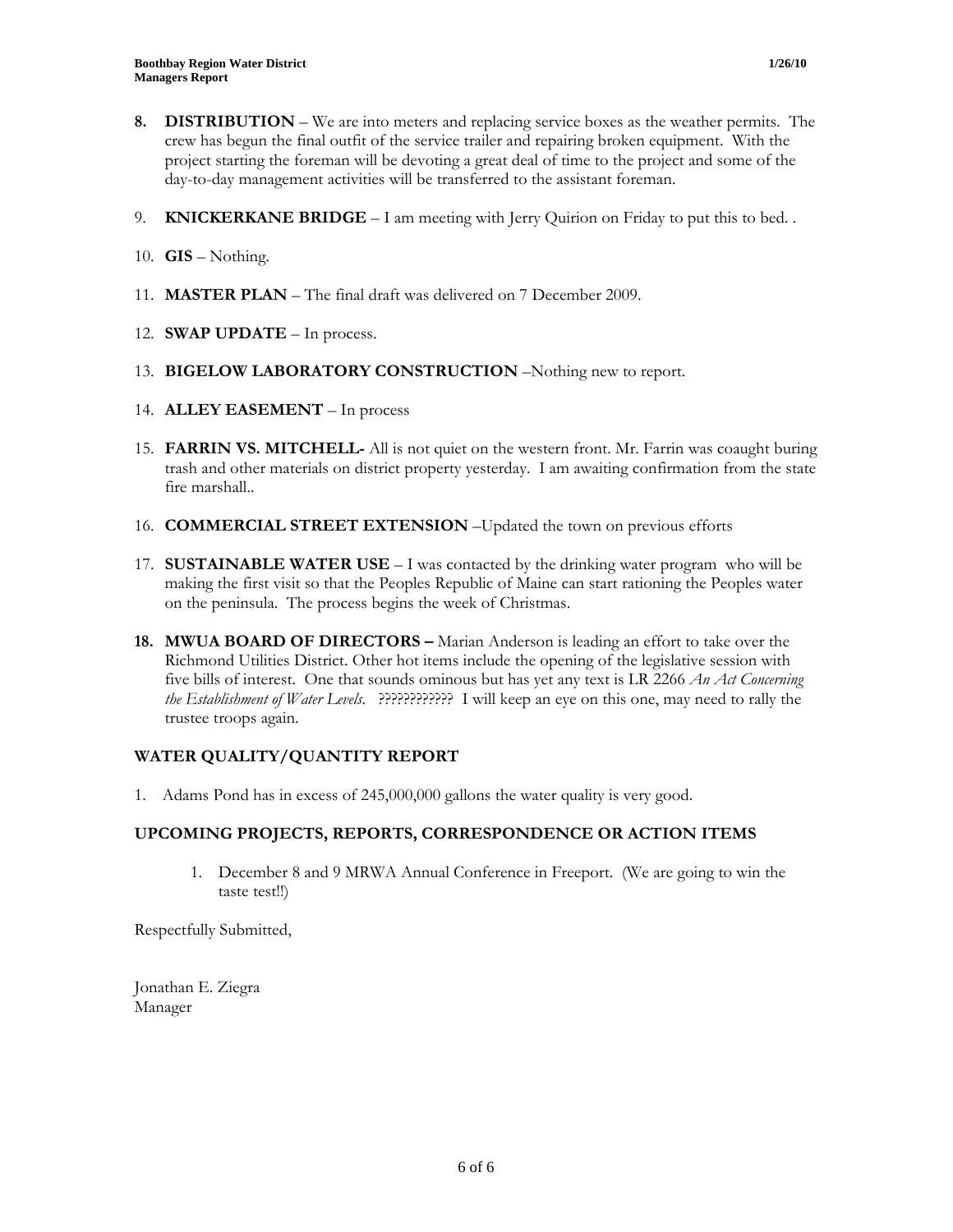8. **DISTRIBUTION** – We are into meters and replacing service boxes as the weather permits. The crew has begun the final outfit of the service trailer and repairing broken equipment. With the project starting the foreman will be devoting a great deal of time to the project and some of the day-to-day management activities will be transferred to the assistant foreman.

9. **KNICKERKANE BRIDGE** – I am meeting with Jerry Quirion on Friday to put this to bed. .

10. **GIS** – Nothing.

11. **MASTER PLAN** – The final draft was delivered on 7 December 2009.

12. **SWAP UPDATE** – In process.

13. **BIGELOW LABORATORY CONSTRUCTION** –Nothing new to report.

14. **ALLEY EASEMENT** – In process

15. **FARRIN VS. MITCHELL-** All is not quiet on the western front. Mr. Farrin was coaught buring trash and other materials on district property yesterday. I am awaiting confirmation from the state fire marshall..

16. **COMMERCIAL STREET EXTENSION** –Updated the town on previous efforts

17. **SUSTAINABLE WATER USE** – I was contacted by the drinking water program who will be making the first visit so that the Peoples Republic of Maine can start rationing the Peoples water on the peninsula. The process begins the week of Christmas.

18. **MWUA BOARD OF DIRECTORS –** Marian Anderson is leading an effort to take over the Richmond Utilities District. Other hot items include the opening of the legislative session with five bills of interest. One that sounds ominous but has yet any text is LR 2266 *An Act Concerning the Establishment of Water Levels*. ???????????? I will keep an eye on this one, may need to rally the trustee troops again.

## WATER QUALITY/QUANTITY REPORT

1. Adams Pond has in excess of 245,000,000 gallons the water quality is very good.

## UPCOMING PROJECTS, REPORTS, CORRESPONDENCE OR ACTION ITEMS

1. December 8 and 9 MRWA Annual Conference in Freeport. (We are going to win the taste test!!)

Respectfully Submitted,

Jonathan E. Ziegra
Manager